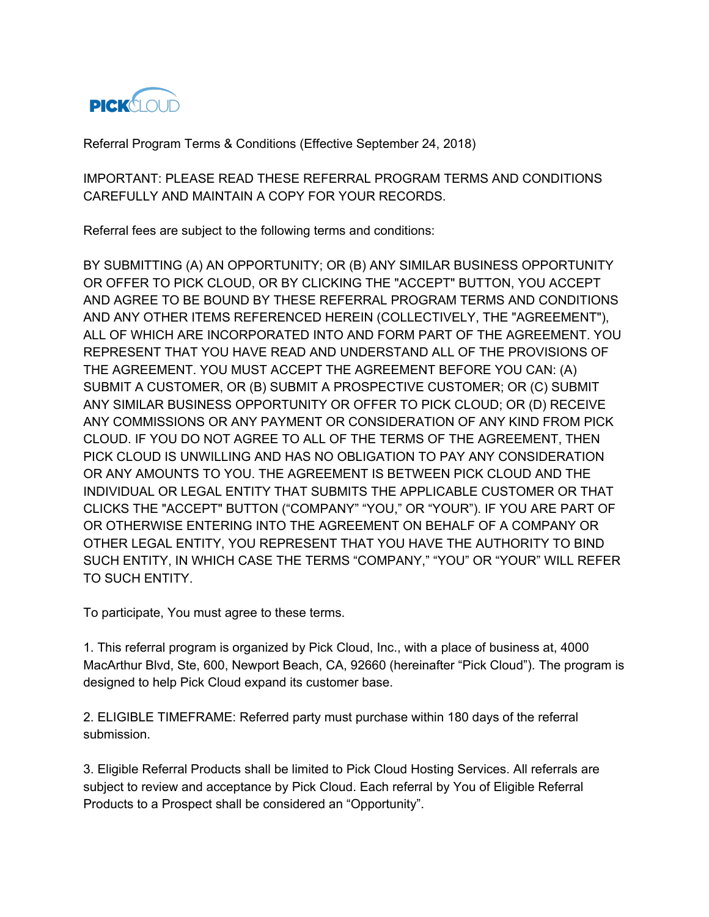PICKCLOUD

Referral Program Terms & Conditions (Effective September 24, 2018)

IMPORTANT: PLEASE READ THESE REFERRAL PROGRAM TERMS AND CONDITIONS CAREFULLY AND MAINTAIN A COPY FOR YOUR RECORDS.

Referral fees are subject to the following terms and conditions:

BY SUBMITTING (A) AN OPPORTUNITY; OR (B) ANY SIMILAR BUSINESS OPPORTUNITY OR OFFER TO PICK CLOUD, OR BY CLICKING THE "ACCEPT" BUTTON, YOU ACCEPT AND AGREE TO BE BOUND BY THESE REFERRAL PROGRAM TERMS AND CONDITIONS AND ANY OTHER ITEMS REFERENCED HEREIN (COLLECTIVELY, THE "AGREEMENT"), ALL OF WHICH ARE INCORPORATED INTO AND FORM PART OF THE AGREEMENT. YOU REPRESENT THAT YOU HAVE READ AND UNDERSTAND ALL OF THE PROVISIONS OF THE AGREEMENT. YOU MUST ACCEPT THE AGREEMENT BEFORE YOU CAN: (A) SUBMIT A CUSTOMER, OR (B) SUBMIT A PROSPECTIVE CUSTOMER; OR (C) SUBMIT ANY SIMILAR BUSINESS OPPORTUNITY OR OFFER TO PICK CLOUD; OR (D) RECEIVE ANY COMMISSIONS OR ANY PAYMENT OR CONSIDERATION OF ANY KIND FROM PICK CLOUD. IF YOU DO NOT AGREE TO ALL OF THE TERMS OF THE AGREEMENT, THEN PICK CLOUD IS UNWILLING AND HAS NO OBLIGATION TO PAY ANY CONSIDERATION OR ANY AMOUNTS TO YOU. THE AGREEMENT IS BETWEEN PICK CLOUD AND THE INDIVIDUAL OR LEGAL ENTITY THAT SUBMITS THE APPLICABLE CUSTOMER OR THAT CLICKS THE "ACCEPT" BUTTON ("COMPANY" "YOU," OR "YOUR"). IF YOU ARE PART OF OR OTHERWISE ENTERING INTO THE AGREEMENT ON BEHALF OF A COMPANY OR OTHER LEGAL ENTITY, YOU REPRESENT THAT YOU HAVE THE AUTHORITY TO BIND SUCH ENTITY, IN WHICH CASE THE TERMS "COMPANY," "YOU" OR "YOUR" WILL REFER TO SUCH ENTITY.

To participate, You must agree to these terms.

1. This referral program is organized by Pick Cloud, Inc., with a place of business at, 4000 MacArthur Blvd, Ste, 600, Newport Beach, CA, 92660 (hereinafter "Pick Cloud"). The program is designed to help Pick Cloud expand its customer base.

2. ELIGIBLE TIMEFRAME: Referred party must purchase within 180 days of the referral submission.

3. Eligible Referral Products shall be limited to Pick Cloud Hosting Services. All referrals are subject to review and acceptance by Pick Cloud. Each referral by You of Eligible Referral Products to a Prospect shall be considered an "Opportunity".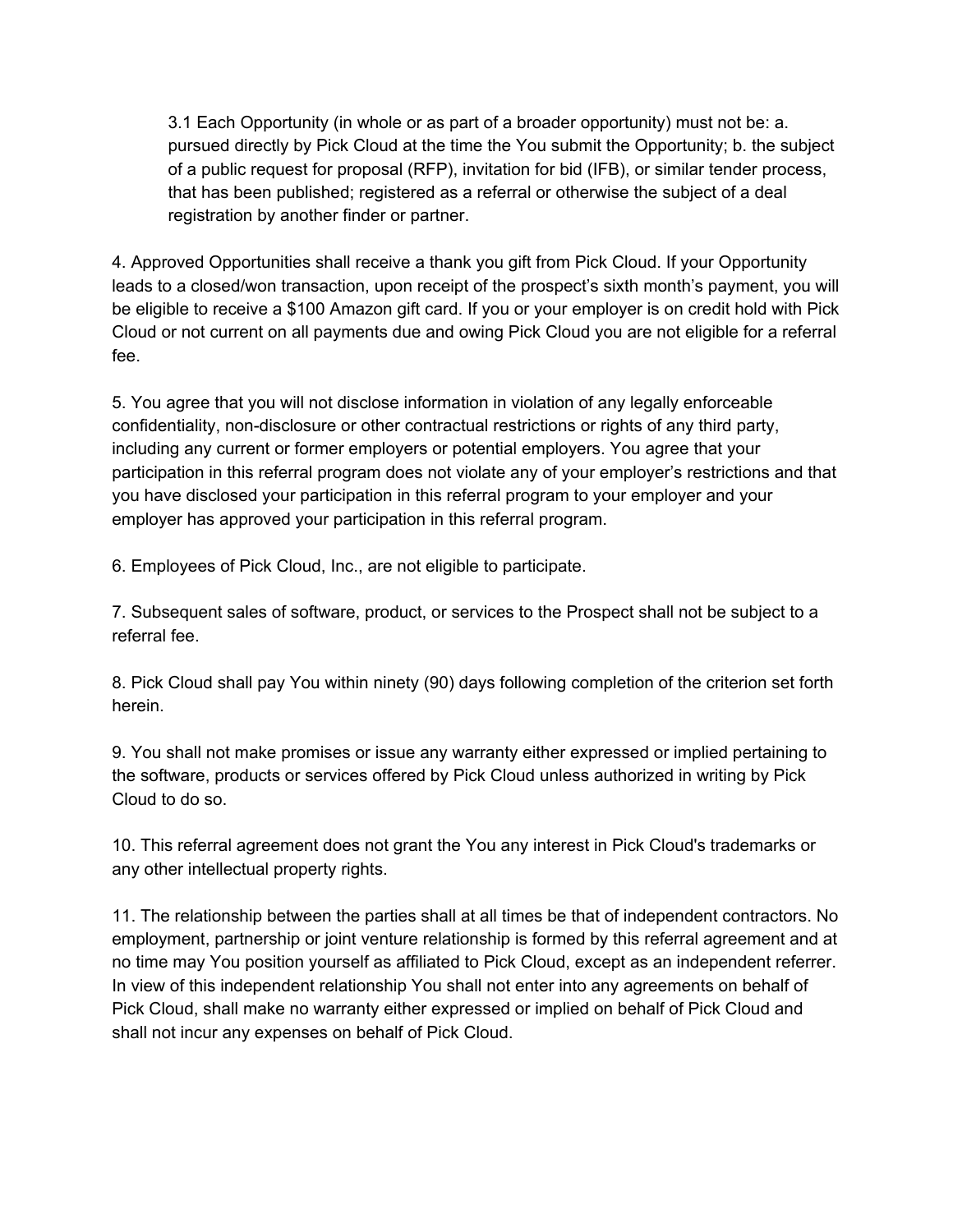3.1 Each Opportunity (in whole or as part of a broader opportunity) must not be: a. pursued directly by Pick Cloud at the time the You submit the Opportunity; b. the subject of a public request for proposal (RFP), invitation for bid (IFB), or similar tender process, that has been published; registered as a referral or otherwise the subject of a deal registration by another finder or partner.

4. Approved Opportunities shall receive a thank you gift from Pick Cloud. If your Opportunity leads to a closed/won transaction, upon receipt of the prospect's sixth month's payment, you will be eligible to receive a $100 Amazon gift card. If you or your employer is on credit hold with Pick Cloud or not current on all payments due and owing Pick Cloud you are not eligible for a referral fee.

5. You agree that you will not disclose information in violation of any legally enforceable confidentiality, non-disclosure or other contractual restrictions or rights of any third party, including any current or former employers or potential employers. You agree that your participation in this referral program does not violate any of your employer's restrictions and that you have disclosed your participation in this referral program to your employer and your employer has approved your participation in this referral program.

6. Employees of Pick Cloud, Inc., are not eligible to participate.

7. Subsequent sales of software, product, or services to the Prospect shall not be subject to a referral fee.

8. Pick Cloud shall pay You within ninety (90) days following completion of the criterion set forth herein.

9. You shall not make promises or issue any warranty either expressed or implied pertaining to the software, products or services offered by Pick Cloud unless authorized in writing by Pick Cloud to do so.

10. This referral agreement does not grant the You any interest in Pick Cloud's trademarks or any other intellectual property rights.

11. The relationship between the parties shall at all times be that of independent contractors. No employment, partnership or joint venture relationship is formed by this referral agreement and at no time may You position yourself as affiliated to Pick Cloud, except as an independent referrer. In view of this independent relationship You shall not enter into any agreements on behalf of Pick Cloud, shall make no warranty either expressed or implied on behalf of Pick Cloud and shall not incur any expenses on behalf of Pick Cloud.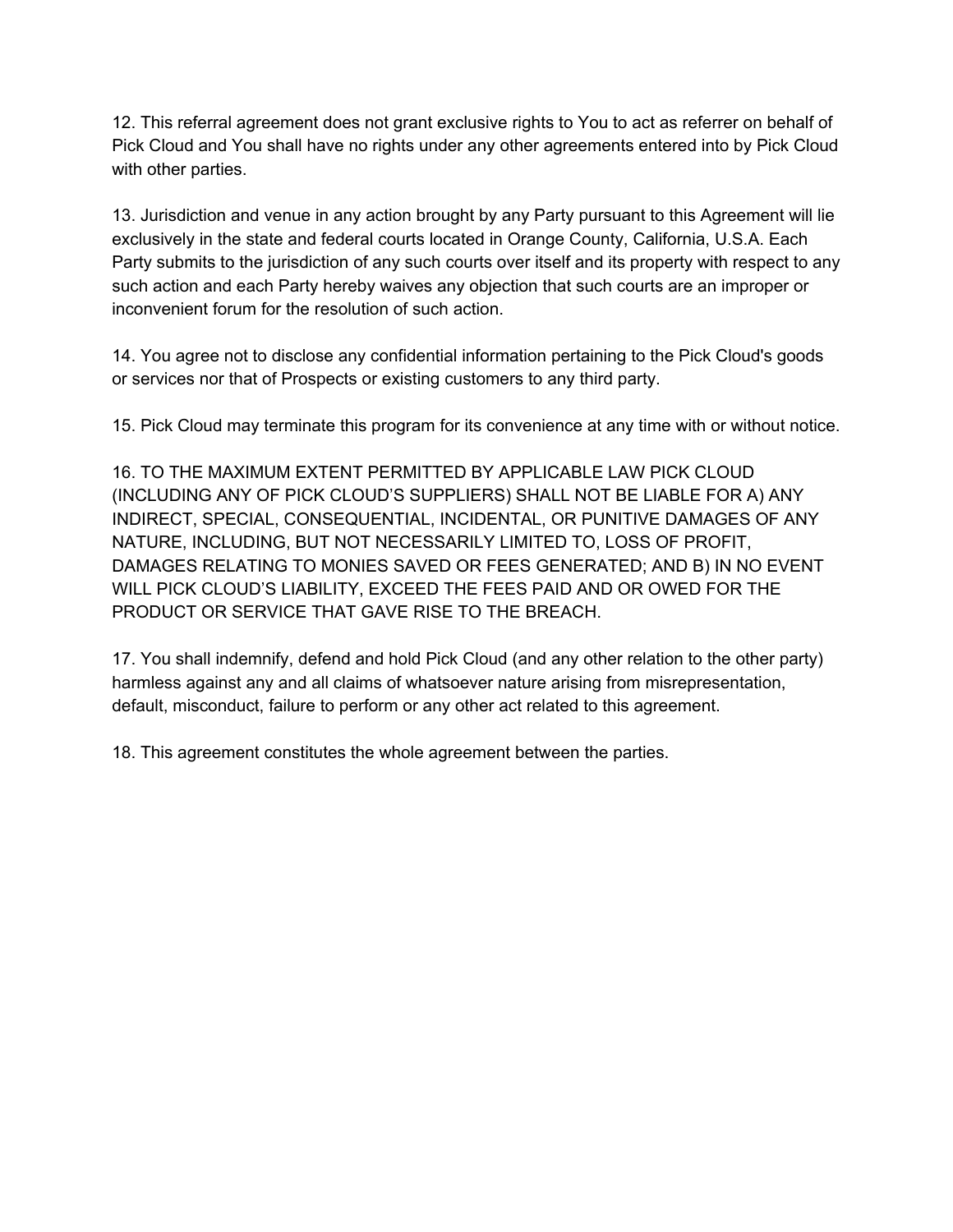12. This referral agreement does not grant exclusive rights to You to act as referrer on behalf of Pick Cloud and You shall have no rights under any other agreements entered into by Pick Cloud with other parties.

13. Jurisdiction and venue in any action brought by any Party pursuant to this Agreement will lie exclusively in the state and federal courts located in Orange County, California, U.S.A. Each Party submits to the jurisdiction of any such courts over itself and its property with respect to any such action and each Party hereby waives any objection that such courts are an improper or inconvenient forum for the resolution of such action.

14. You agree not to disclose any confidential information pertaining to the Pick Cloud's goods or services nor that of Prospects or existing customers to any third party.

15. Pick Cloud may terminate this program for its convenience at any time with or without notice.

16. TO THE MAXIMUM EXTENT PERMITTED BY APPLICABLE LAW PICK CLOUD (INCLUDING ANY OF PICK CLOUD'S SUPPLIERS) SHALL NOT BE LIABLE FOR A) ANY INDIRECT, SPECIAL, CONSEQUENTIAL, INCIDENTAL, OR PUNITIVE DAMAGES OF ANY NATURE, INCLUDING, BUT NOT NECESSARILY LIMITED TO, LOSS OF PROFIT, DAMAGES RELATING TO MONIES SAVED OR FEES GENERATED; AND B) IN NO EVENT WILL PICK CLOUD'S LIABILITY, EXCEED THE FEES PAID AND OR OWED FOR THE PRODUCT OR SERVICE THAT GAVE RISE TO THE BREACH.

17. You shall indemnify, defend and hold Pick Cloud (and any other relation to the other party) harmless against any and all claims of whatsoever nature arising from misrepresentation, default, misconduct, failure to perform or any other act related to this agreement.

18. This agreement constitutes the whole agreement between the parties.